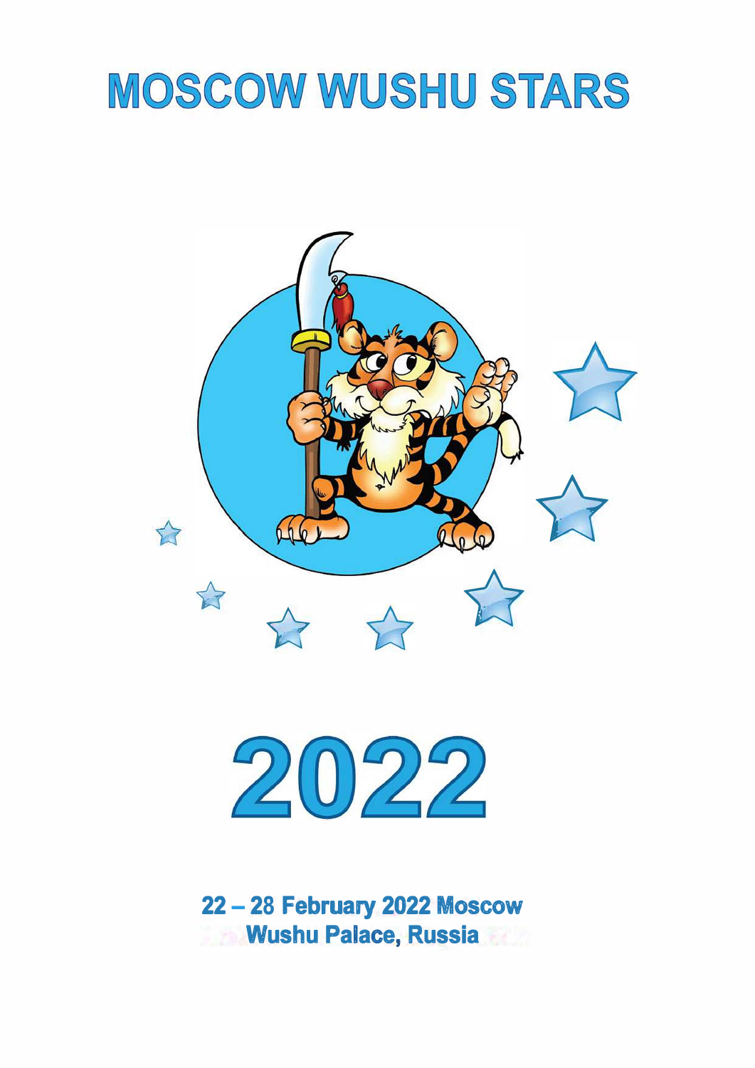# MOSCOW WUSHU STARS

# 2022

**22 – 28 February 2022 Moscow**
**Wushu Palace, Russia**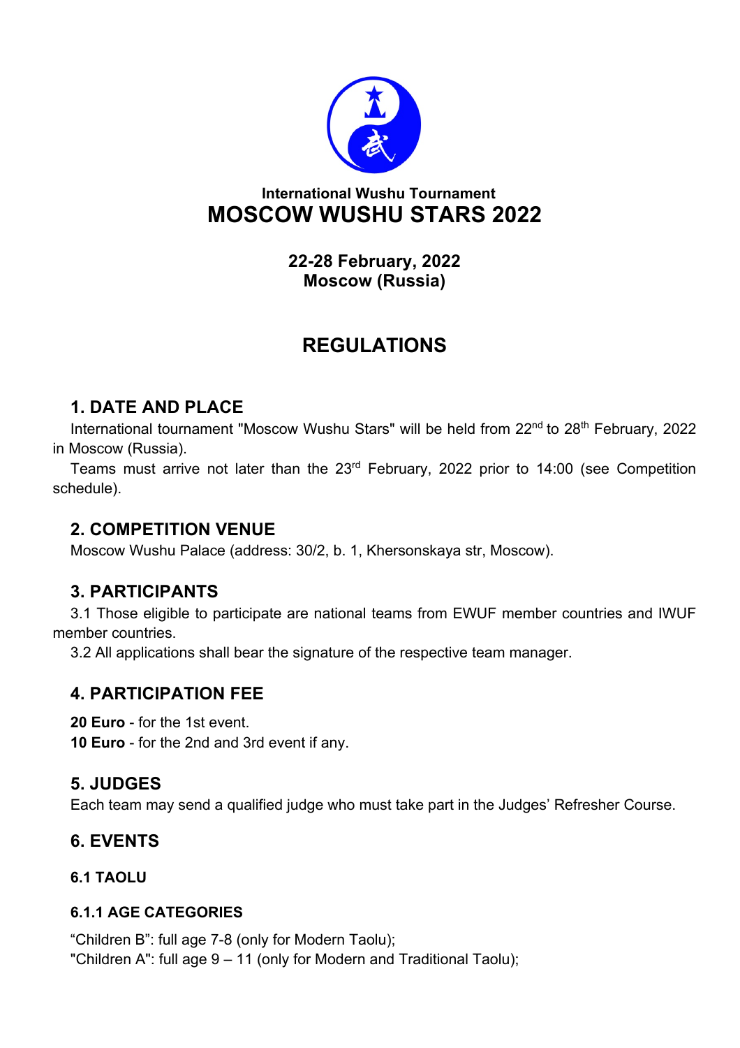International Wushu Tournament

# MOSCOW WUSHU STARS 2022

**22-28 February, 2022**
**Moscow (Russia)**

# REGULATIONS

## 1. DATE AND PLACE

International tournament "Moscow Wushu Stars" will be held from 22nd to 28th February, 2022 in Moscow (Russia).

Teams must arrive not later than the 23rd February, 2022 prior to 14:00 (see Competition schedule).

## 2. COMPETITION VENUE

Moscow Wushu Palace (address: 30/2, b. 1, Khersonskaya str, Moscow).

## 3. PARTICIPANTS

3.1 Those eligible to participate are national teams from EWUF member countries and IWUF member countries.

3.2 All applications shall bear the signature of the respective team manager.

## 4. PARTICIPATION FEE

**20 Euro** - for the 1st event.
**10 Euro** - for the 2nd and 3rd event if any.

## 5. JUDGES

Each team may send a qualified judge who must take part in the Judges' Refresher Course.

## 6. EVENTS

### 6.1 TAOLU

#### 6.1.1 AGE CATEGORIES

"Children B": full age 7-8 (only for Modern Taolu);
"Children A": full age 9 – 11 (only for Modern and Traditional Taolu);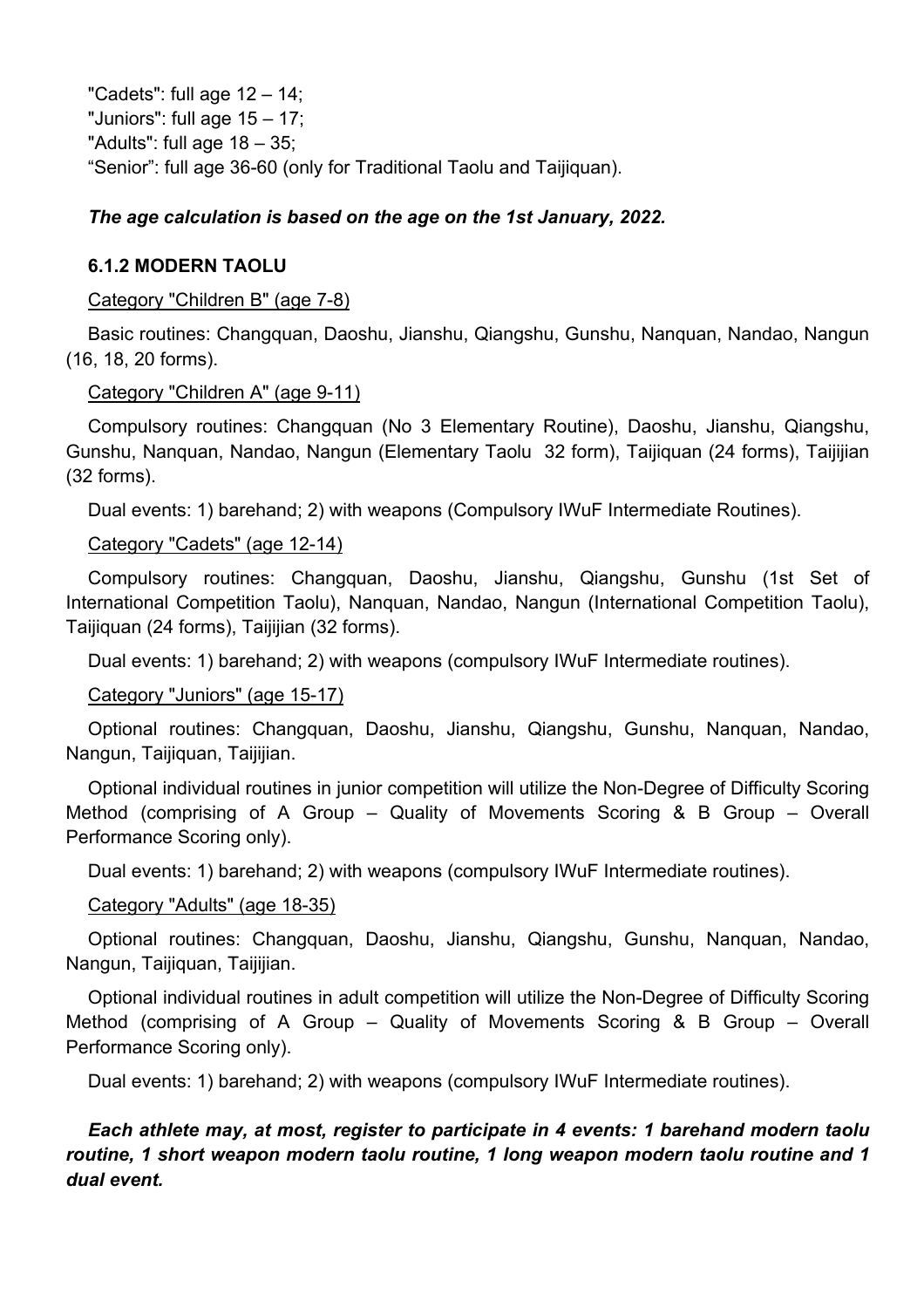"Cadets": full age 12 – 14;
"Juniors": full age 15 – 17;
"Adults": full age 18 – 35;
“Senior”: full age 36-60 (only for Traditional Taolu and Taijiquan).

***The age calculation is based on the age on the 1st January, 2022.***

### 6.1.2 MODERN TAOLU

Category "Children B" (age 7-8)

Basic routines: Changquan, Daoshu, Jianshu, Qiangshu, Gunshu, Nanquan, Nandao, Nangun (16, 18, 20 forms).

Category "Children A" (age 9-11)

Compulsory routines: Changquan (No 3 Elementary Routine), Daoshu, Jianshu, Qiangshu, Gunshu, Nanquan, Nandao, Nangun (Elementary Taolu 32 form), Taijiquan (24 forms), Taijijian (32 forms).

Dual events: 1) barehand; 2) with weapons (Compulsory IWuF Intermediate Routines).

Category "Cadets" (age 12-14)

Compulsory routines: Changquan, Daoshu, Jianshu, Qiangshu, Gunshu (1st Set of International Competition Taolu), Nanquan, Nandao, Nangun (International Competition Taolu), Taijiquan (24 forms), Taijijian (32 forms).

Dual events: 1) barehand; 2) with weapons (compulsory IWuF Intermediate routines).

Category "Juniors" (age 15-17)

Optional routines: Changquan, Daoshu, Jianshu, Qiangshu, Gunshu, Nanquan, Nandao, Nangun, Taijiquan, Taijijian.

Optional individual routines in junior competition will utilize the Non-Degree of Difficulty Scoring Method (comprising of A Group – Quality of Movements Scoring & B Group – Overall Performance Scoring only).

Dual events: 1) barehand; 2) with weapons (compulsory IWuF Intermediate routines).

Category "Adults" (age 18-35)

Optional routines: Changquan, Daoshu, Jianshu, Qiangshu, Gunshu, Nanquan, Nandao, Nangun, Taijiquan, Taijijian.

Optional individual routines in adult competition will utilize the Non-Degree of Difficulty Scoring Method (comprising of A Group – Quality of Movements Scoring & B Group – Overall Performance Scoring only).

Dual events: 1) barehand; 2) with weapons (compulsory IWuF Intermediate routines).

***Each athlete may, at most, register to participate in 4 events: 1 barehand modern taolu routine, 1 short weapon modern taolu routine, 1 long weapon modern taolu routine and 1 dual event.***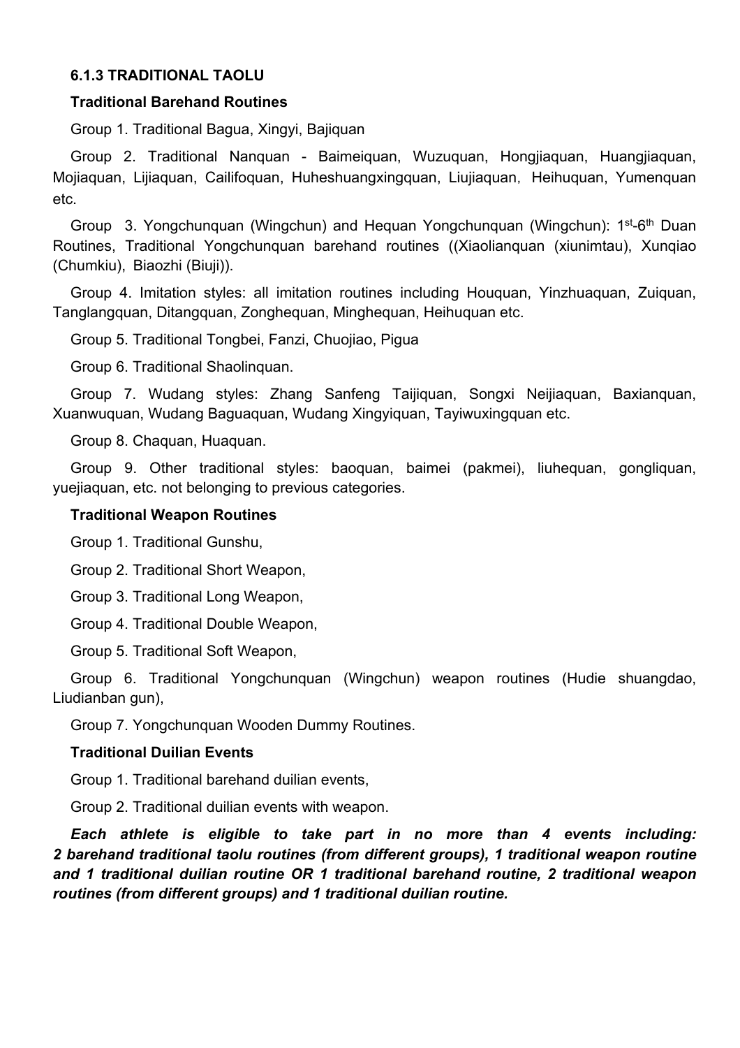#### 6.1.3 TRADITIONAL TAOLU

**Traditional Barehand Routines**

Group 1. Traditional Bagua, Xingyi, Bajiquan

Group 2. Traditional Nanquan - Baimeiquan, Wuzuquan, Hongjiaquan, Huangjiaquan, Mojiaquan, Lijiaquan, Cailifoquan, Huheshuangxingquan, Liujiaquan, Heihuquan, Yumenquan etc.

Group 3. Yongchunquan (Wingchun) and Hequan Yongchunquan (Wingchun): 1st-6th Duan Routines, Traditional Yongchunquan barehand routines ((Xiaolianquan (xiunimtau), Xunqiao (Chumkiu), Biaozhi (Biuji)).

Group 4. Imitation styles: all imitation routines including Houquan, Yinzhuaquan, Zuiquan, Tanglangquan, Ditangquan, Zonghequan, Minghequan, Heihuquan etc.

Group 5. Traditional Tongbei, Fanzi, Chuojiao, Pigua

Group 6. Traditional Shaolinquan.

Group 7. Wudang styles: Zhang Sanfeng Taijiquan, Songxi Neijiaquan, Baxianquan, Xuanwuquan, Wudang Baguaquan, Wudang Xingyiquan, Tayiwuxingquan etc.

Group 8. Chaquan, Huaquan.

Group 9. Other traditional styles: baoquan, baimei (pakmei), liuhequan, gongliquan, yuejiaquan, etc. not belonging to previous categories.

**Traditional Weapon Routines**

Group 1. Traditional Gunshu,

Group 2. Traditional Short Weapon,

Group 3. Traditional Long Weapon,

Group 4. Traditional Double Weapon,

Group 5. Traditional Soft Weapon,

Group 6. Traditional Yongchunquan (Wingchun) weapon routines (Hudie shuangdao, Liudianban gun),

Group 7. Yongchunquan Wooden Dummy Routines.

**Traditional Duilian Events**

Group 1. Traditional barehand duilian events,

Group 2. Traditional duilian events with weapon.

***Each athlete is eligible to take part in no more than 4 events including: 2 barehand traditional taolu routines (from different groups), 1 traditional weapon routine and 1 traditional duilian routine OR 1 traditional barehand routine, 2 traditional weapon routines (from different groups) and 1 traditional duilian routine.***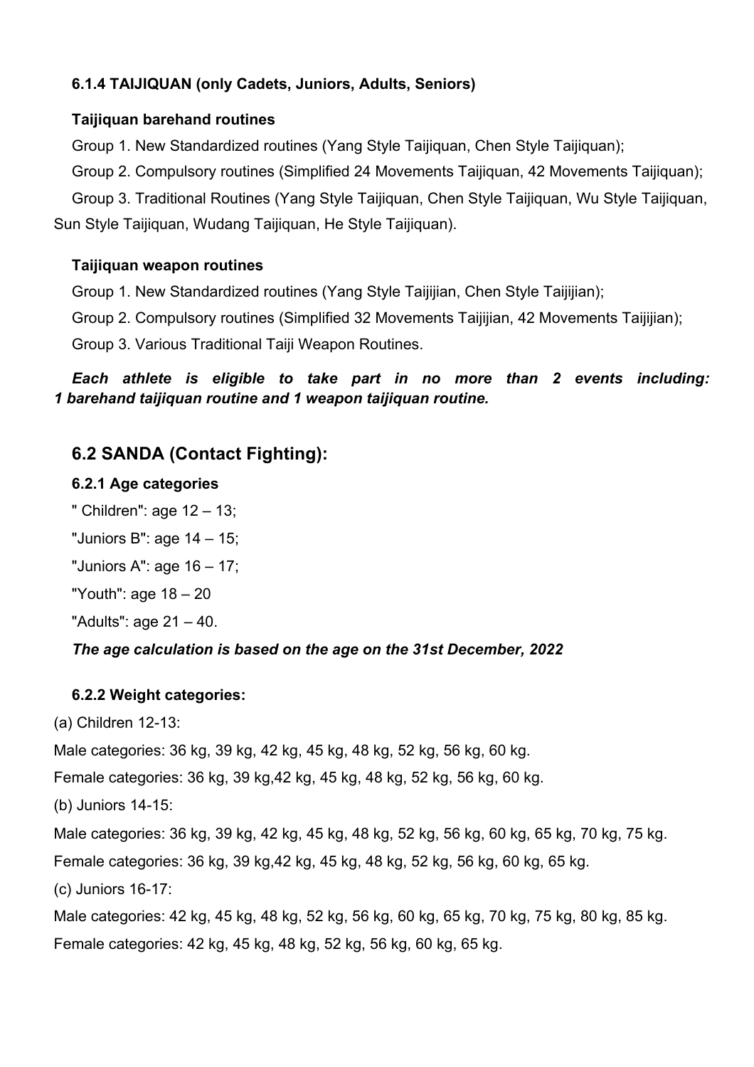#### 6.1.4 TAIJIQUAN (only Cadets, Juniors, Adults, Seniors)

**Taijiquan barehand routines**

Group 1. New Standardized routines (Yang Style Taijiquan, Chen Style Taijiquan);

Group 2. Compulsory routines (Simplified 24 Movements Taijiquan, 42 Movements Taijiquan);

Group 3. Traditional Routines (Yang Style Taijiquan, Chen Style Taijiquan, Wu Style Taijiquan, Sun Style Taijiquan, Wudang Taijiquan, He Style Taijiquan).

**Taijiquan weapon routines**

Group 1. New Standardized routines (Yang Style Taijijian, Chen Style Taijijian);

Group 2. Compulsory routines (Simplified 32 Movements Taijijian, 42 Movements Taijijian);

Group 3. Various Traditional Taiji Weapon Routines.

***Each athlete is eligible to take part in no more than 2 events including: 1 barehand taijiquan routine and 1 weapon taijiquan routine.***

## 6.2 SANDA (Contact Fighting):

### 6.2.1 Age categories

" Children": age 12 – 13;

"Juniors B": age 14 – 15;

"Juniors A": age 16 – 17;

"Youth": age 18 – 20

"Adults": age 21 – 40.

***The age calculation is based on the age on the 31st December, 2022***

### 6.2.2 Weight categories:

(a) Children 12-13:

Male categories: 36 kg, 39 kg, 42 kg, 45 kg, 48 kg, 52 kg, 56 kg, 60 kg.

Female categories: 36 kg, 39 kg,42 kg, 45 kg, 48 kg, 52 kg, 56 kg, 60 kg.

(b) Juniors 14-15:

Male categories: 36 kg, 39 kg, 42 kg, 45 kg, 48 kg, 52 kg, 56 kg, 60 kg, 65 kg, 70 kg, 75 kg.

Female categories: 36 kg, 39 kg,42 kg, 45 kg, 48 kg, 52 kg, 56 kg, 60 kg, 65 kg.

(c) Juniors 16-17:

Male categories: 42 kg, 45 kg, 48 kg, 52 kg, 56 kg, 60 kg, 65 kg, 70 kg, 75 kg, 80 kg, 85 kg.

Female categories: 42 kg, 45 kg, 48 kg, 52 kg, 56 kg, 60 kg, 65 kg.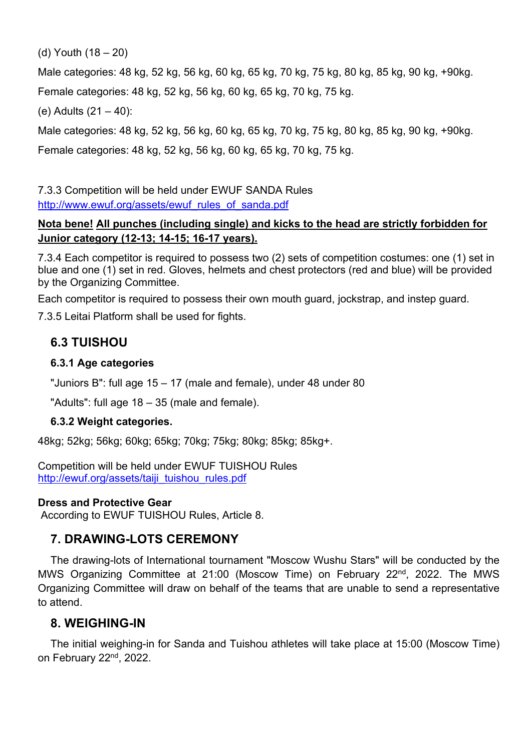(d) Youth (18 – 20)

Male categories: 48 kg, 52 kg, 56 kg, 60 kg, 65 kg, 70 kg, 75 kg, 80 kg, 85 kg, 90 kg, +90kg.

Female categories: 48 kg, 52 kg, 56 kg, 60 kg, 65 kg, 70 kg, 75 kg.

(e) Adults (21 – 40):

Male categories: 48 kg, 52 kg, 56 kg, 60 kg, 65 kg, 70 kg, 75 kg, 80 kg, 85 kg, 90 kg, +90kg.

Female categories: 48 kg, 52 kg, 56 kg, 60 kg, 65 kg, 70 kg, 75 kg.

7.3.3 Competition will be held under EWUF SANDA Rules
[http://www.ewuf.org/assets/ewuf_rules_of_sanda.pdf](http://www.ewuf.org/assets/ewuf_rules_of_sanda.pdf)

**Nota bene! All punches (including single) and kicks to the head are strictly forbidden for Junior category (12-13; 14-15; 16-17 years).**

7.3.4 Each competitor is required to possess two (2) sets of competition costumes: one (1) set in blue and one (1) set in red. Gloves, helmets and chest protectors (red and blue) will be provided by the Organizing Committee.

Each competitor is required to possess their own mouth guard, jockstrap, and instep guard.

7.3.5 Leitai Platform shall be used for fights.

## 6.3 TUISHOU

### 6.3.1 Age categories

"Juniors B": full age 15 – 17 (male and female), under 48 under 80

"Adults": full age 18 – 35 (male and female).

### 6.3.2 Weight categories.

48kg; 52kg; 56kg; 60kg; 65kg; 70kg; 75kg; 80kg; 85kg; 85kg+.

Competition will be held under EWUF TUISHOU Rules
[http://ewuf.org/assets/taiji_tuishou_rules.pdf](http://ewuf.org/assets/taiji_tuishou_rules.pdf)

**Dress and Protective Gear**
According to EWUF TUISHOU Rules, Article 8.

## 7. DRAWING-LOTS CEREMONY

The drawing-lots of International tournament "Moscow Wushu Stars" will be conducted by the MWS Organizing Committee at 21:00 (Moscow Time) on February 22nd, 2022. The MWS Organizing Committee will draw on behalf of the teams that are unable to send a representative to attend.

## 8. WEIGHING-IN

The initial weighing-in for Sanda and Tuishou athletes will take place at 15:00 (Moscow Time) on February 22nd, 2022.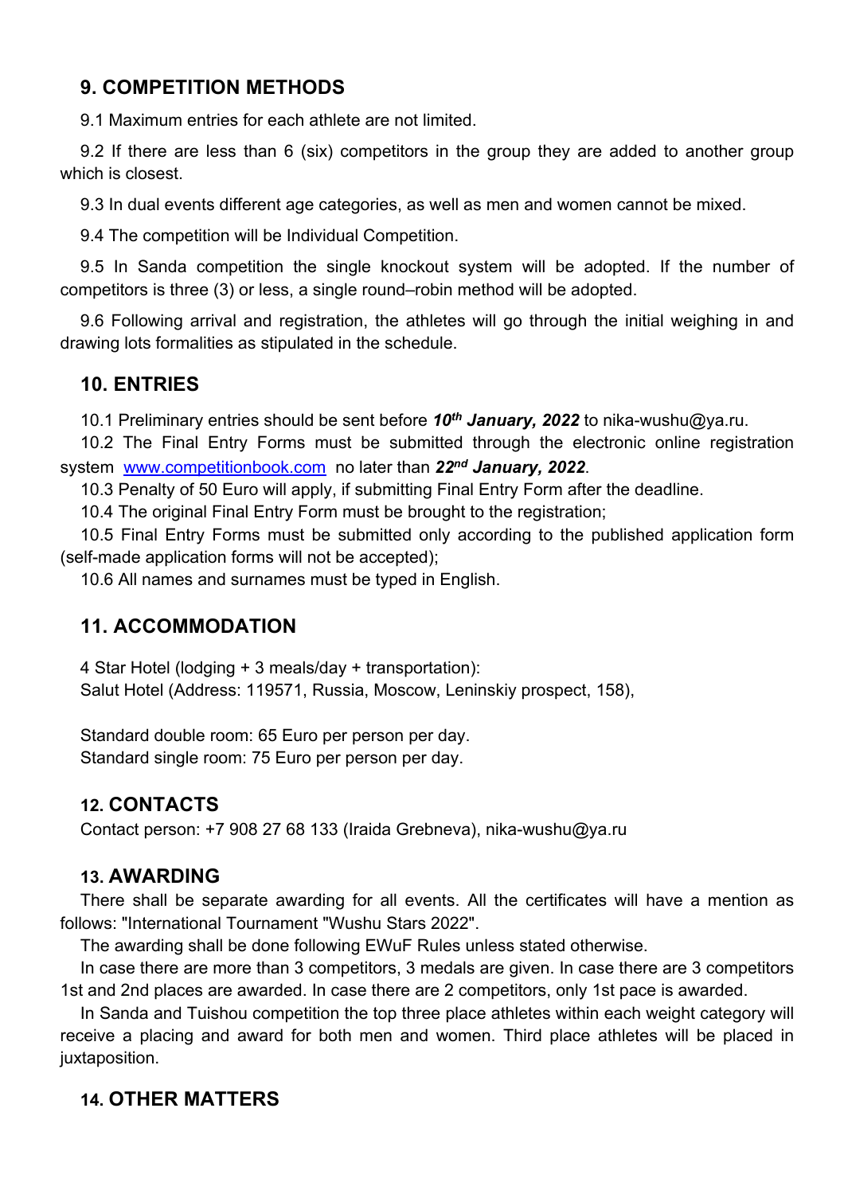## 9. COMPETITION METHODS

9.1 Maximum entries for each athlete are not limited.

9.2 If there are less than 6 (six) competitors in the group they are added to another group which is closest.

9.3 In dual events different age categories, as well as men and women cannot be mixed.

9.4 The competition will be Individual Competition.

9.5 In Sanda competition the single knockout system will be adopted. If the number of competitors is three (3) or less, a single round–robin method will be adopted.

9.6 Following arrival and registration, the athletes will go through the initial weighing in and drawing lots formalities as stipulated in the schedule.

## 10. ENTRIES

10.1 Preliminary entries should be sent before ***10th January, 2022*** to nika-wushu@ya.ru.

10.2 The Final Entry Forms must be submitted through the electronic online registration system [www.competitionbook.com](www.competitionbook.com) no later than ***22nd January, 2022***.

10.3 Penalty of 50 Euro will apply, if submitting Final Entry Form after the deadline.

10.4 The original Final Entry Form must be brought to the registration;

10.5 Final Entry Forms must be submitted only according to the published application form (self-made application forms will not be accepted);

10.6 All names and surnames must be typed in English.

## 11. ACCOMMODATION

4 Star Hotel (lodging + 3 meals/day + transportation):
Salut Hotel (Address: 119571, Russia, Moscow, Leninskiy prospect, 158),

Standard double room: 65 Euro per person per day.
Standard single room: 75 Euro per person per day.

## 12. CONTACTS

Contact person: +7 908 27 68 133 (Iraida Grebneva), nika-wushu@ya.ru

## 13. AWARDING

There shall be separate awarding for all events. All the certificates will have a mention as follows: "International Tournament "Wushu Stars 2022".

The awarding shall be done following EWuF Rules unless stated otherwise.

In case there are more than 3 competitors, 3 medals are given. In case there are 3 competitors 1st and 2nd places are awarded. In case there are 2 competitors, only 1st pace is awarded.

In Sanda and Tuishou competition the top three place athletes within each weight category will receive a placing and award for both men and women. Third place athletes will be placed in juxtaposition.

## 14. OTHER MATTERS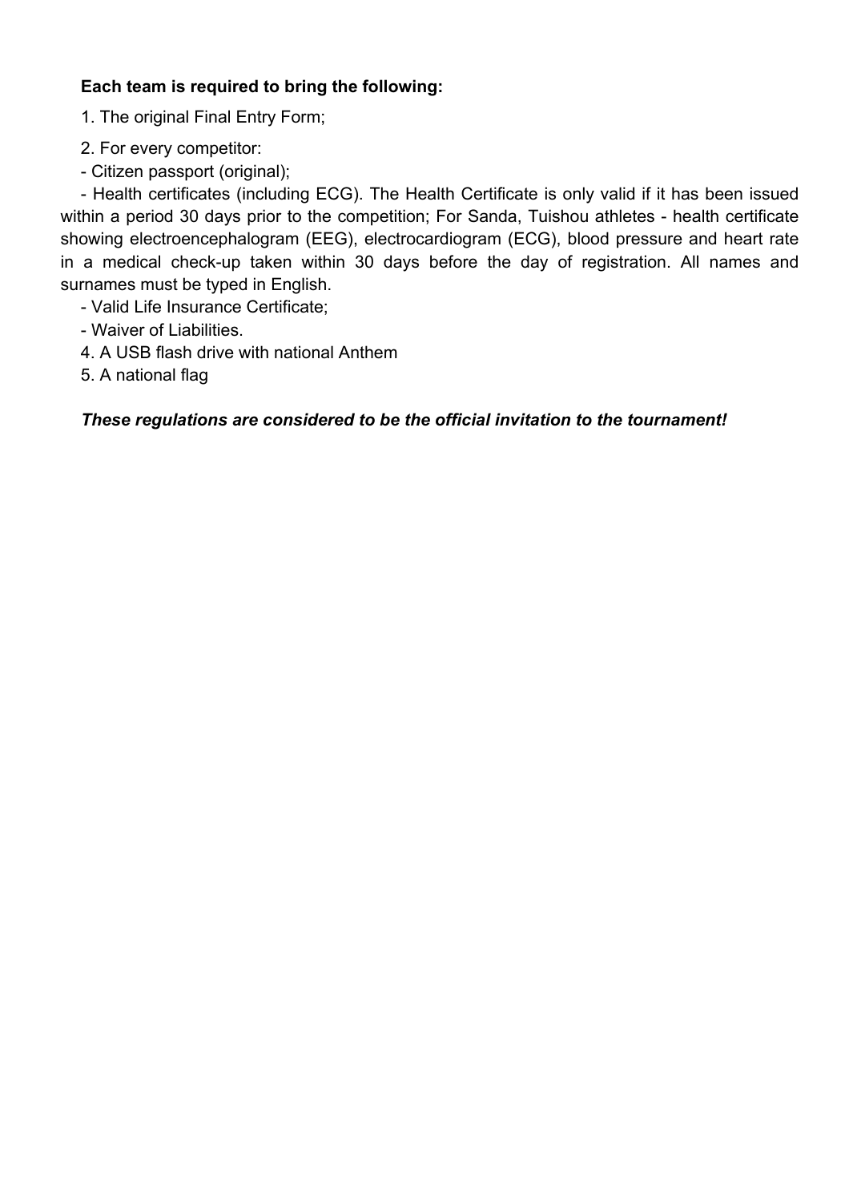**Each team is required to bring the following:**

1. The original Final Entry Form;

2. For every competitor:

- Citizen passport (original);

- Health certificates (including ECG). The Health Certificate is only valid if it has been issued within a period 30 days prior to the competition; For Sanda, Tuishou athletes - health certificate showing electroencephalogram (EEG), electrocardiogram (ECG), blood pressure and heart rate in a medical check-up taken within 30 days before the day of registration. All names and surnames must be typed in English.

- Valid Life Insurance Certificate;

- Waiver of Liabilities.

4. A USB flash drive with national Anthem

5. A national flag

***These regulations are considered to be the official invitation to the tournament!***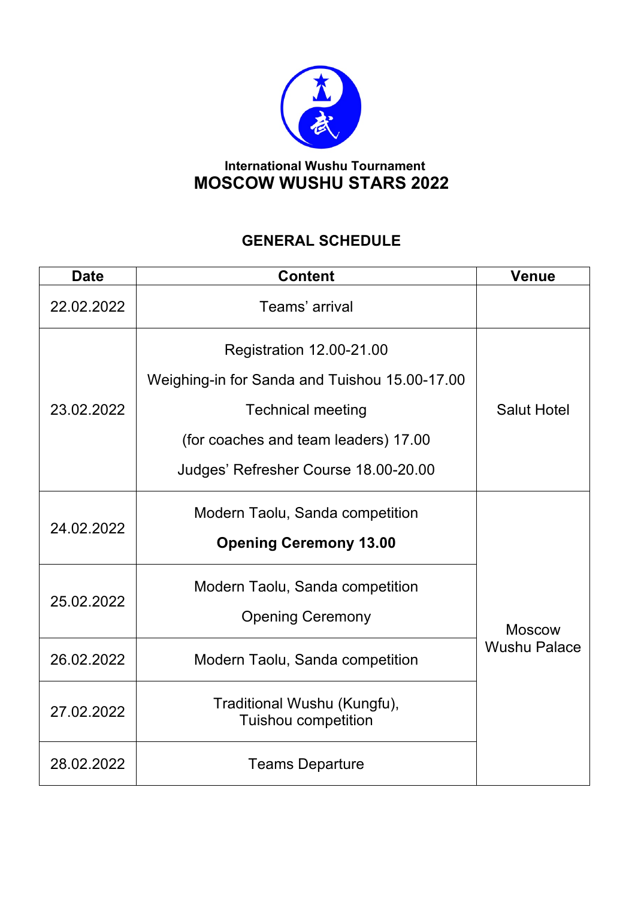International Wushu Tournament

# MOSCOW WUSHU STARS 2022

## GENERAL SCHEDULE

| Date | Content | Venue |
|---|---|---|
| 22.02.2022 | Teams' arrival | |
| 23.02.2022 | Registration 12.00-21.00<br>Weighing-in for Sanda and Tuishou 15.00-17.00<br>Technical meeting<br>(for coaches and team leaders) 17.00<br>Judges' Refresher Course 18.00-20.00 | Salut Hotel |
| 24.02.2022 | Modern Taolu, Sanda competition<br>**Opening Ceremony 13.00** | Moscow Wushu Palace |
| 25.02.2022 | Modern Taolu, Sanda competition<br>Opening Ceremony | Moscow Wushu Palace |
| 26.02.2022 | Modern Taolu, Sanda competition | Moscow Wushu Palace |
| 27.02.2022 | Traditional Wushu (Kungfu),<br>Tuishou competition | Moscow Wushu Palace |
| 28.02.2022 | Teams Departure | Moscow Wushu Palace |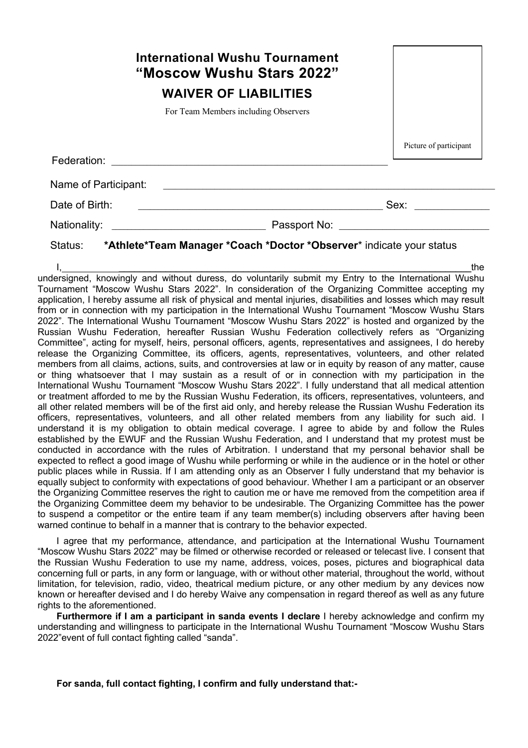# International Wushu Tournament
# "Moscow Wushu Stars 2022"

## WAIVER OF LIABILITIES

For Team Members including Observers

Picture of participant

Federation: ____________________________________________________

Name of Participant: ____________________________________________________________

Date of Birth: ____________________________________________ Sex: _____________

Nationality: ___________________________ Passport No: __________________________

Status: **\*Athlete\*Team Manager \*Coach \*Doctor \*Observer**\* indicate your status

I,_______________________________________________________________________________the undersigned, knowingly and without duress, do voluntarily submit my Entry to the International Wushu Tournament "Moscow Wushu Stars 2022". In consideration of the Organizing Committee accepting my application, I hereby assume all risk of physical and mental injuries, disabilities and losses which may result from or in connection with my participation in the International Wushu Tournament "Moscow Wushu Stars 2022". The International Wushu Tournament "Moscow Wushu Stars 2022" is hosted and organized by the Russian Wushu Federation, hereafter Russian Wushu Federation collectively refers as "Organizing Committee", acting for myself, heirs, personal officers, agents, representatives and assignees, I do hereby release the Organizing Committee, its officers, agents, representatives, volunteers, and other related members from all claims, actions, suits, and controversies at law or in equity by reason of any matter, cause or thing whatsoever that I may sustain as a result of or in connection with my participation in the International Wushu Tournament "Moscow Wushu Stars 2022". I fully understand that all medical attention or treatment afforded to me by the Russian Wushu Federation, its officers, representatives, volunteers, and all other related members will be of the first aid only, and hereby release the Russian Wushu Federation its officers, representatives, volunteers, and all other related members from any liability for such aid. I understand it is my obligation to obtain medical coverage. I agree to abide by and follow the Rules established by the EWUF and the Russian Wushu Federation, and I understand that my protest must be conducted in accordance with the rules of Arbitration. I understand that my personal behavior shall be expected to reflect a good image of Wushu while performing or while in the audience or in the hotel or other public places while in Russia. If I am attending only as an Observer I fully understand that my behavior is equally subject to conformity with expectations of good behaviour. Whether I am a participant or an observer the Organizing Committee reserves the right to caution me or have me removed from the competition area if the Organizing Committee deem my behavior to be undesirable. The Organizing Committee has the power to suspend a competitor or the entire team if any team member(s) including observers after having been warned continue to behalf in a manner that is contrary to the behavior expected.

I agree that my performance, attendance, and participation at the International Wushu Tournament "Moscow Wushu Stars 2022" may be filmed or otherwise recorded or released or telecast live. I consent that the Russian Wushu Federation to use my name, address, voices, poses, pictures and biographical data concerning full or parts, in any form or language, with or without other material, throughout the world, without limitation, for television, radio, video, theatrical medium picture, or any other medium by any devices now known or hereafter devised and I do hereby Waive any compensation in regard thereof as well as any future rights to the aforementioned.

**Furthermore if I am a participant in sanda events I declare** I hereby acknowledge and confirm my understanding and willingness to participate in the International Wushu Tournament "Moscow Wushu Stars 2022"event of full contact fighting called "sanda".

**For sanda, full contact fighting, I confirm and fully understand that:-**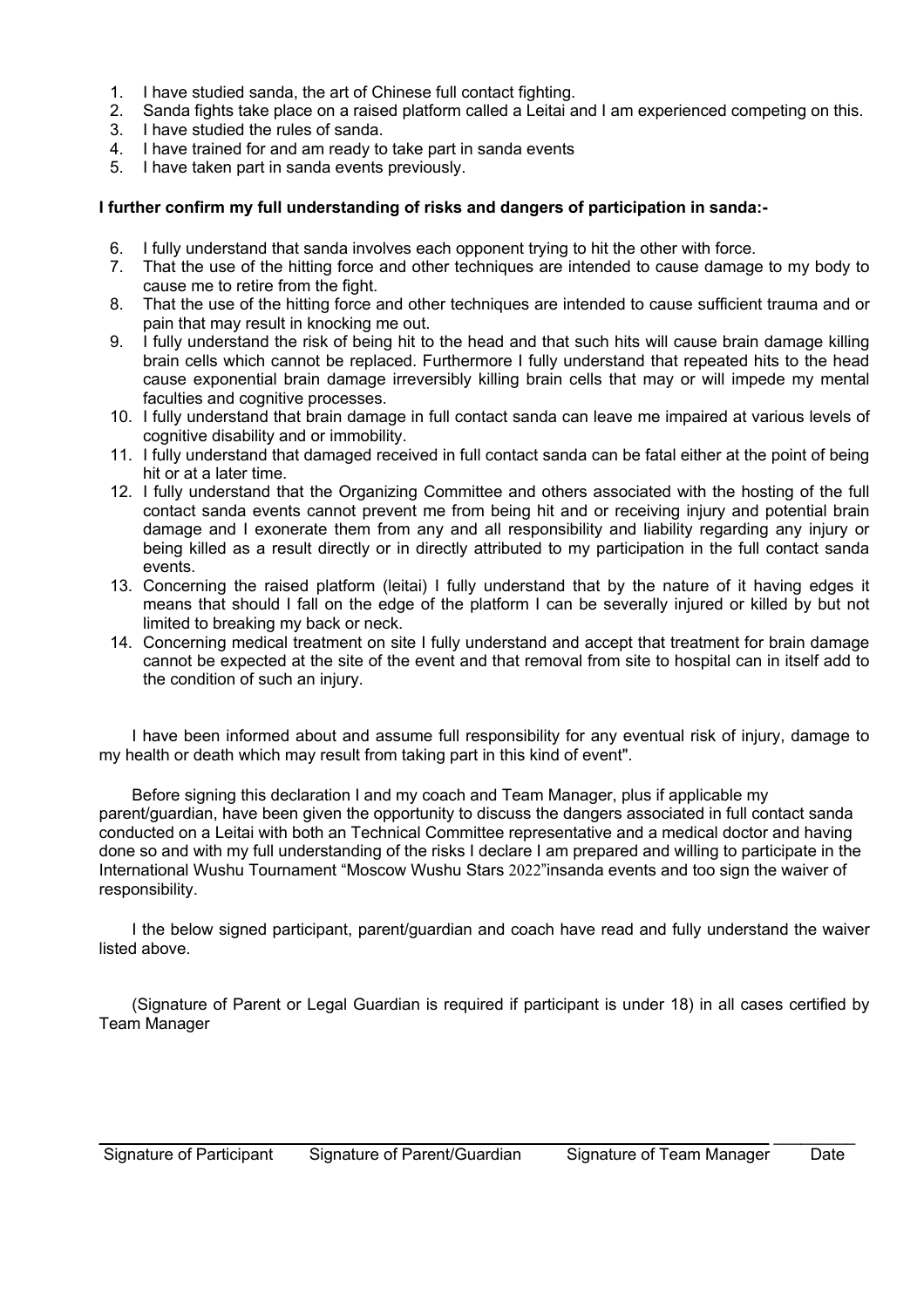1. I have studied sanda, the art of Chinese full contact fighting.
2. Sanda fights take place on a raised platform called a Leitai and I am experienced competing on this.
3. I have studied the rules of sanda.
4. I have trained for and am ready to take part in sanda events
5. I have taken part in sanda events previously.

**I further confirm my full understanding of risks and dangers of participation in sanda:-**

6. I fully understand that sanda involves each opponent trying to hit the other with force.
7. That the use of the hitting force and other techniques are intended to cause damage to my body to cause me to retire from the fight.
8. That the use of the hitting force and other techniques are intended to cause sufficient trauma and or pain that may result in knocking me out.
9. I fully understand the risk of being hit to the head and that such hits will cause brain damage killing brain cells which cannot be replaced. Furthermore I fully understand that repeated hits to the head cause exponential brain damage irreversibly killing brain cells that may or will impede my mental faculties and cognitive processes.
10. I fully understand that brain damage in full contact sanda can leave me impaired at various levels of cognitive disability and or immobility.
11. I fully understand that damaged received in full contact sanda can be fatal either at the point of being hit or at a later time.
12. I fully understand that the Organizing Committee and others associated with the hosting of the full contact sanda events cannot prevent me from being hit and or receiving injury and potential brain damage and I exonerate them from any and all responsibility and liability regarding any injury or being killed as a result directly or in directly attributed to my participation in the full contact sanda events.
13. Concerning the raised platform (leitai) I fully understand that by the nature of it having edges it means that should I fall on the edge of the platform I can be severally injured or killed by but not limited to breaking my back or neck.
14. Concerning medical treatment on site I fully understand and accept that treatment for brain damage cannot be expected at the site of the event and that removal from site to hospital can in itself add to the condition of such an injury.

I have been informed about and assume full responsibility for any eventual risk of injury, damage to my health or death which may result from taking part in this kind of event".

Before signing this declaration I and my coach and Team Manager, plus if applicable my parent/guardian, have been given the opportunity to discuss the dangers associated in full contact sanda conducted on a Leitai with both an Technical Committee representative and a medical doctor and having done so and with my full understanding of the risks I declare I am prepared and willing to participate in the International Wushu Tournament "Moscow Wushu Stars 2022"insanda events and too sign the waiver of responsibility.

I the below signed participant, parent/guardian and coach have read and fully understand the waiver listed above.

(Signature of Parent or Legal Guardian is required if participant is under 18) in all cases certified by Team Manager

Signature of Participant     Signature of Parent/Guardian     Signature of Team Manager     Date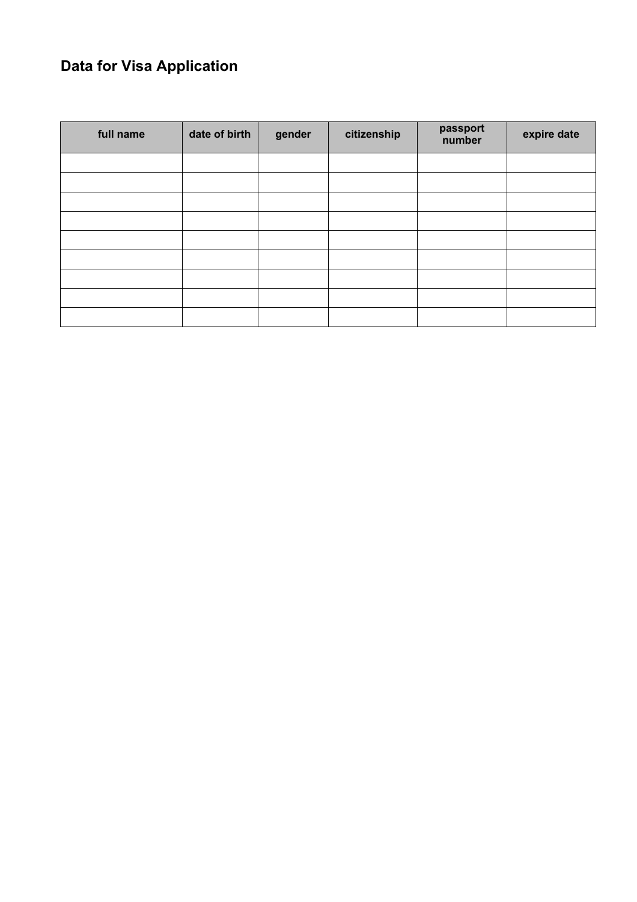## Data for Visa Application

| full name | date of birth | gender | citizenship | passport number | expire date |
|---|---|---|---|---|---|
| | | | | | |
| | | | | | |
| | | | | | |
| | | | | | |
| | | | | | |
| | | | | | |
| | | | | | |
| | | | | | |
| | | | | | |